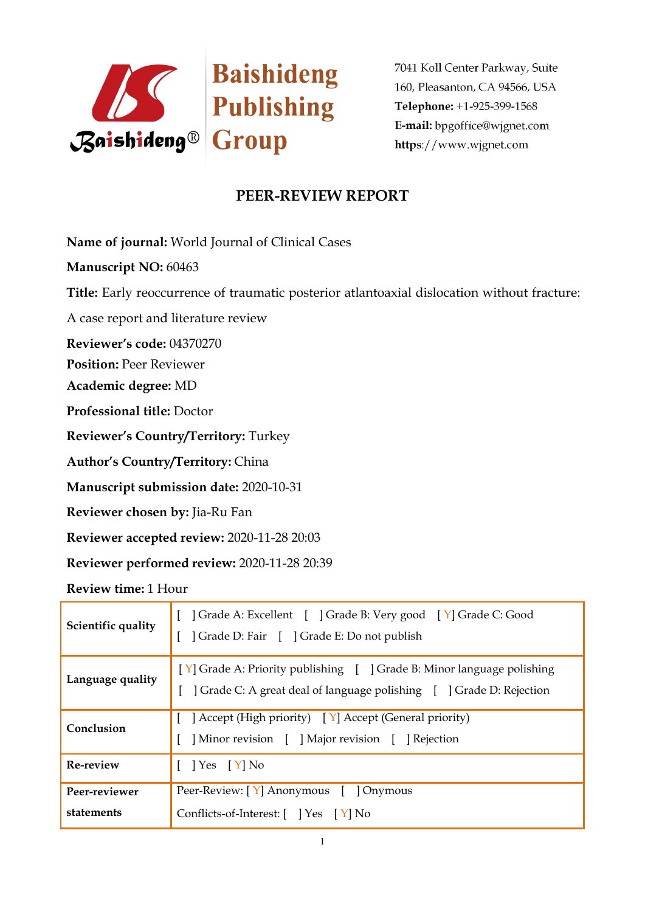Baishideng®

# Baishideng Publishing Group

7041 Koll Center Parkway, Suite 160, Pleasanton, CA 94566, USA
**Telephone:** +1-925-399-1568
**E-mail:** bpgoffice@wjgnet.com
**https**://www.wjgnet.com

## PEER-REVIEW REPORT

**Name of journal:** World Journal of Clinical Cases

**Manuscript NO:** 60463

**Title:** Early reoccurrence of traumatic posterior atlantoaxial dislocation without fracture: A case report and literature review

**Reviewer's code:** 04370270

**Position:** Peer Reviewer

**Academic degree:** MD

**Professional title:** Doctor

**Reviewer's Country/Territory:** Turkey

**Author's Country/Territory:** China

**Manuscript submission date:** 2020-10-31

**Reviewer chosen by:** Jia-Ru Fan

**Reviewer accepted review:** 2020-11-28 20:03

**Reviewer performed review:** 2020-11-28 20:39

**Review time:** 1 Hour

| | |
|---|---|
| **Scientific quality** | [ ] Grade A: Excellent [ ] Grade B: Very good [ Y] Grade C: Good<br>[ ] Grade D: Fair [ ] Grade E: Do not publish |
| **Language quality** | [ Y] Grade A: Priority publishing [ ] Grade B: Minor language polishing<br>[ ] Grade C: A great deal of language polishing [ ] Grade D: Rejection |
| **Conclusion** | [ ] Accept (High priority) [ Y] Accept (General priority)<br>[ ] Minor revision [ ] Major revision [ ] Rejection |
| **Re-review** | [ ] Yes [ Y] No |
| **Peer-reviewer statements** | Peer-Review: [ Y] Anonymous [ ] Onymous<br>Conflicts-of-Interest: [ ] Yes [ Y] No |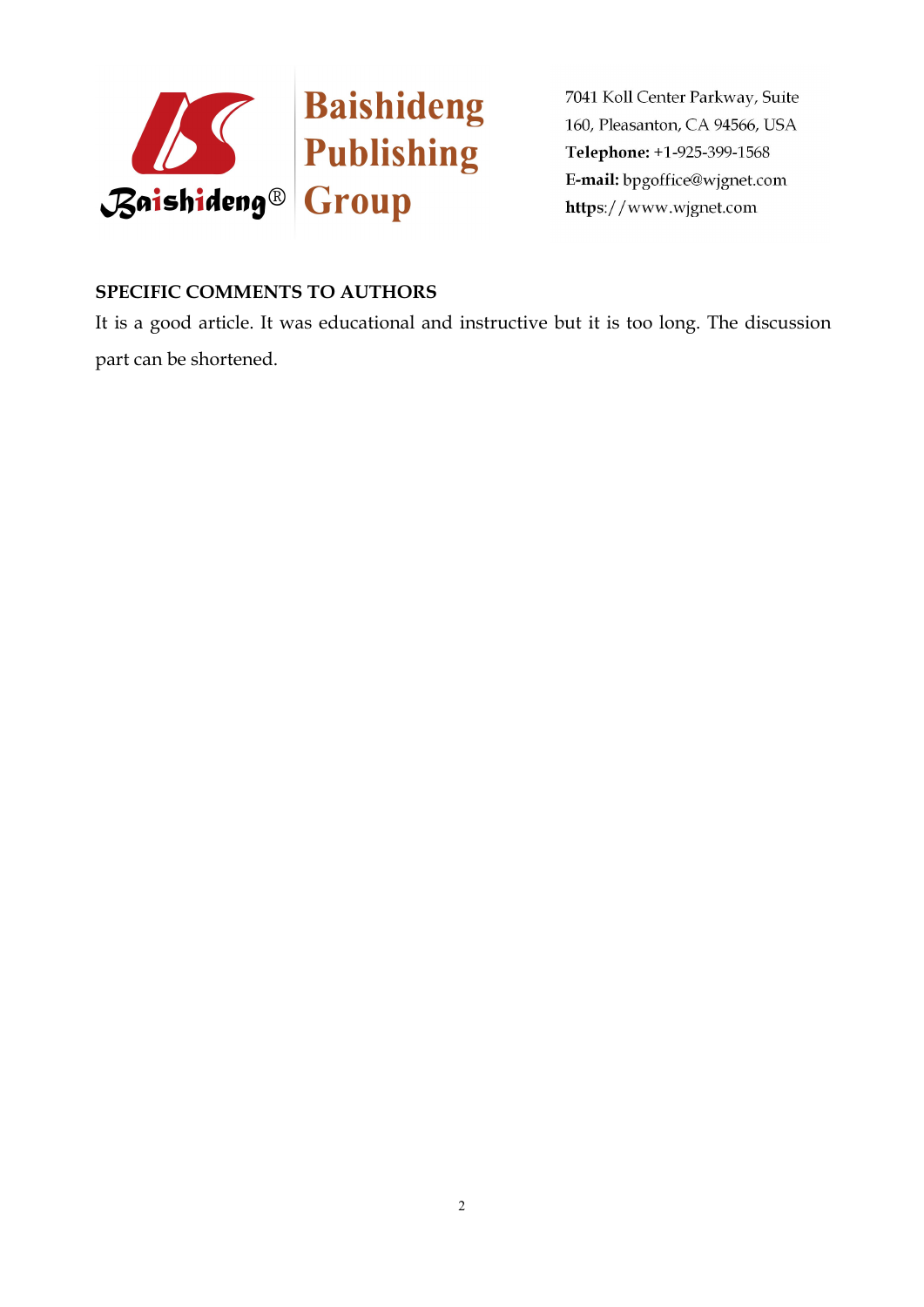**SPECIFIC COMMENTS TO AUTHORS**

It is a good article. It was educational and instructive but it is too long. The discussion part can be shortened.